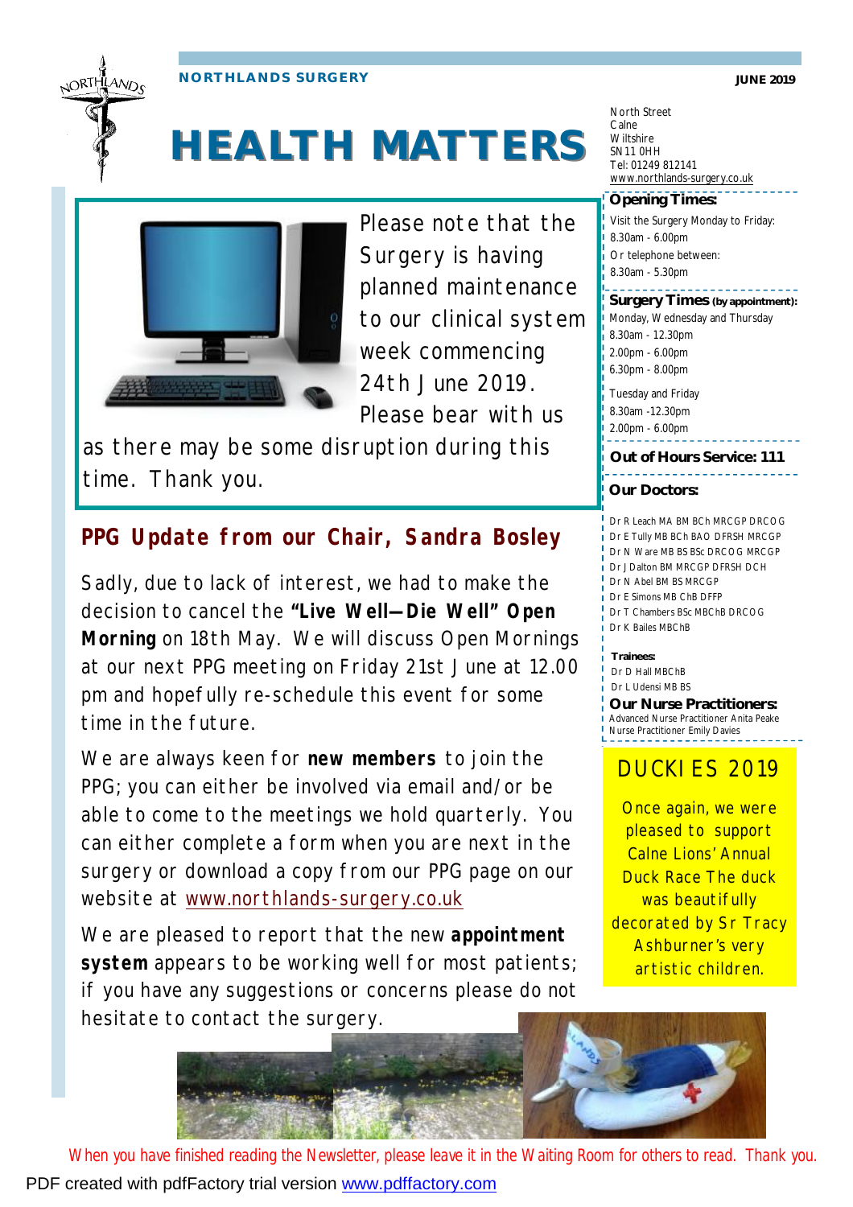NORTHLANDS SURGERY

JUNE 2019

# HEALTH MATTERS

North Street
Calne
Wiltshire
SN11 0HH
Tel: 01249 812141
www.northlands-surgery.co.uk

Please note that the Surgery is having planned maintenance to our clinical system week commencing 24th June 2019. Please bear with us as there may be some disruption during this time. Thank you.

## PPG Update from our Chair, Sandra Bosley

Sadly, due to lack of interest, we had to make the decision to cancel the **"Live Well—Die Well" Open Morning** on 18th May. We will discuss Open Mornings at our next PPG meeting on Friday 21st June at 12.00 pm and hopefully re-schedule this event for some time in the future.

We are always keen for **new members** to join the PPG; you can either be involved via email and/or be able to come to the meetings we hold quarterly. You can either complete a form when you are next in the surgery or download a copy from our PPG page on our website at www.northlands-surgery.co.uk

We are pleased to report that the new **appointment system** appears to be working well for most patients; if you have any suggestions or concerns please do not hesitate to contact the surgery.

### Opening Times:

Visit the Surgery Monday to Friday:
8.30am - 6.00pm
Or telephone between:
8.30am - 5.30pm

### Surgery Times (by appointment):

Monday, Wednesday and Thursday
8.30am - 12.30pm
2.00pm - 6.00pm
6.30pm - 8.00pm

Tuesday and Friday
8.30am -12.30pm
2.00pm - 6.00pm

### Out of Hours Service: 111

### Our Doctors:

Dr R Leach MA BM BCh MRCGP DRCOG
Dr E Tully MB BCh BAO DFRSH MRCGP
Dr N Ware MB BS BSc DRCOG MRCGP
Dr J Dalton BM MRCGP DFRSH DCH
Dr N Abel BM BS MRCGP
Dr E Simons MB ChB DFFP
Dr T Chambers BSc MBChB DRCOG
Dr K Bailes MBChB

**Trainees:**
Dr D Hall MBChB
Dr L Udensi MB BS

### Our Nurse Practitioners:

Advanced Nurse Practitioner Anita Peake
Nurse Practitioner Emily Davies

## DUCKIES 2019

Once again, we were pleased to support Calne Lions' Annual Duck Race The duck was beautifully decorated by Sr Tracy Ashburner's very artistic children.

When you have finished reading the Newsletter, please leave it in the Waiting Room for others to read. Thank you.

PDF created with pdfFactory trial version www.pdffactory.com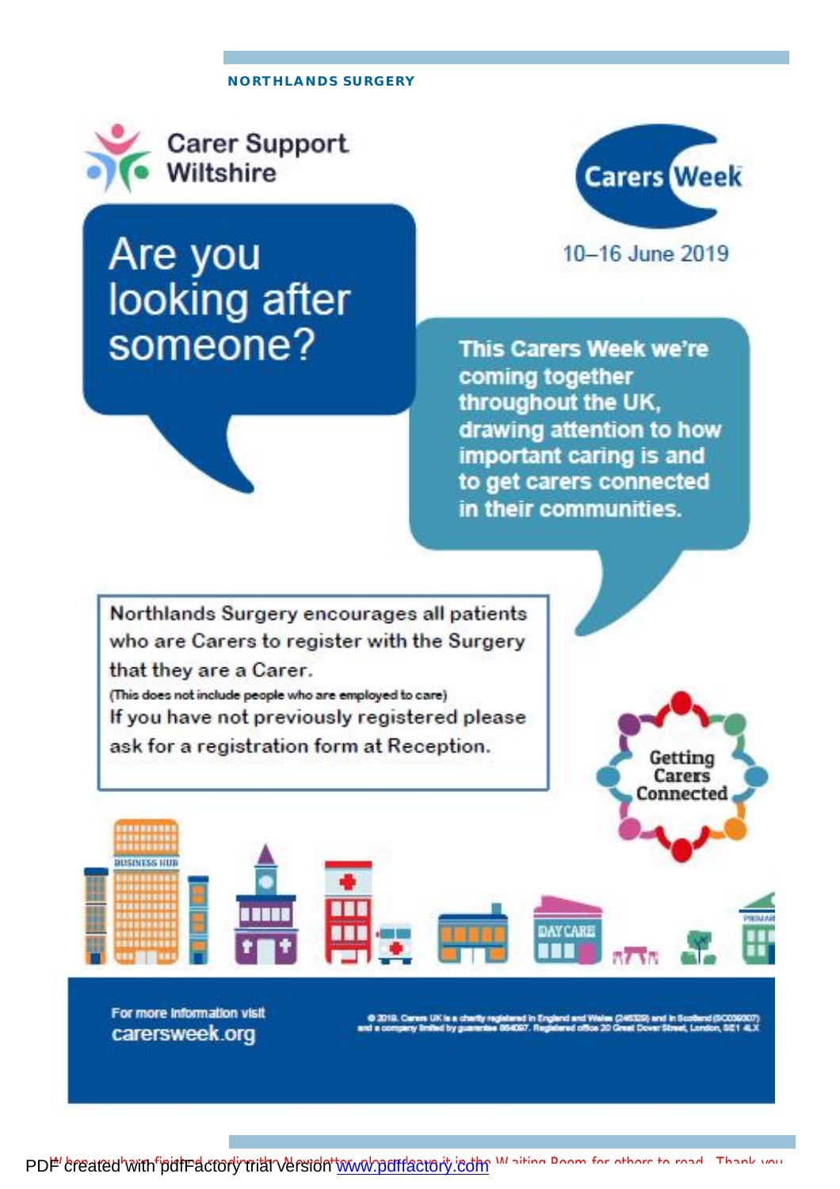Carer Support Wiltshire

Carers Week

10–16 June 2019

# Are you looking after someone?

This Carers Week we're coming together throughout the UK, drawing attention to how important caring is and to get carers connected in their communities.

Northlands Surgery encourages all patients who are Carers to register with the Surgery that they are a Carer.

(This does not include people who are employed to care)

If you have not previously registered please ask for a registration form at Reception.

Getting Carers Connected

For more information visit
carersweek.org

© 2019. Carers UK is a charity registered in England and Wales (246329) and in Scotland (SC039307) and a company limited by guarantee 864097. Registered office 20 Great Dover Street, London, SE1 4LX

When you have finished reading the Newsletter, please leave it in the Waiting Room for others to read. Thank you